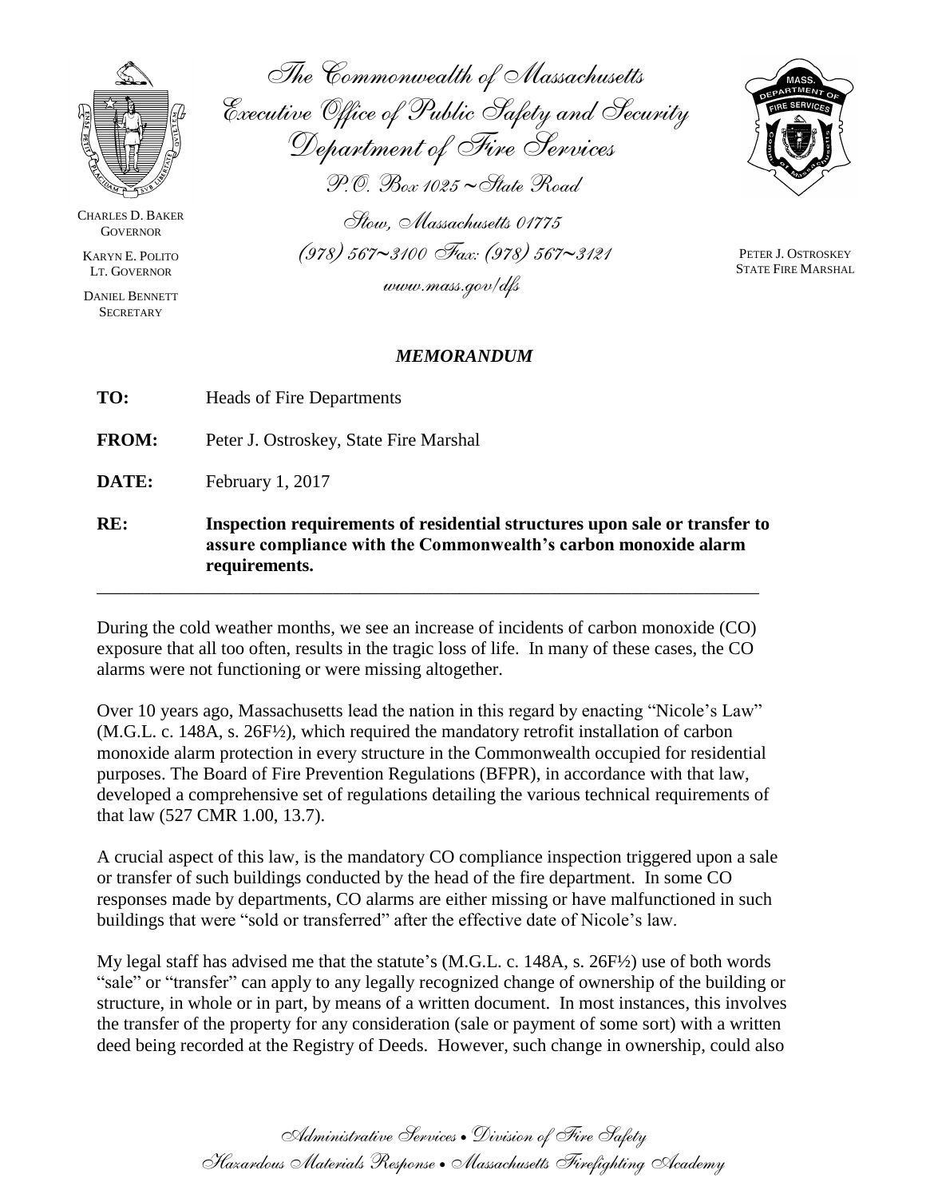The Commonwealth of Massachusetts
Executive Office of Public Safety and Security
Department of Fire Services
P.O. Box 1025 ~ State Road
Stow, Massachusetts 01775
(978) 567~3100 Fax: (978) 567~3121
www.mass.gov/dfs

CHARLES D. BAKER
GOVERNOR

KARYN E. POLITO
LT. GOVERNOR

DANIEL BENNETT
SECRETARY

PETER J. OSTROSKEY
STATE FIRE MARSHAL

## *MEMORANDUM*

**TO:** Heads of Fire Departments

**FROM:** Peter J. Ostroskey, State Fire Marshal

**DATE:** February 1, 2017

**RE:** **Inspection requirements of residential structures upon sale or transfer to assure compliance with the Commonwealth's carbon monoxide alarm requirements.**

---

During the cold weather months, we see an increase of incidents of carbon monoxide (CO) exposure that all too often, results in the tragic loss of life. In many of these cases, the CO alarms were not functioning or were missing altogether.

Over 10 years ago, Massachusetts lead the nation in this regard by enacting "Nicole's Law" (M.G.L. c. 148A, s. 26F½), which required the mandatory retrofit installation of carbon monoxide alarm protection in every structure in the Commonwealth occupied for residential purposes. The Board of Fire Prevention Regulations (BFPR), in accordance with that law, developed a comprehensive set of regulations detailing the various technical requirements of that law (527 CMR 1.00, 13.7).

A crucial aspect of this law, is the mandatory CO compliance inspection triggered upon a sale or transfer of such buildings conducted by the head of the fire department. In some CO responses made by departments, CO alarms are either missing or have malfunctioned in such buildings that were "sold or transferred" after the effective date of Nicole's law.

My legal staff has advised me that the statute's (M.G.L. c. 148A, s. 26F½) use of both words "sale" or "transfer" can apply to any legally recognized change of ownership of the building or structure, in whole or in part, by means of a written document. In most instances, this involves the transfer of the property for any consideration (sale or payment of some sort) with a written deed being recorded at the Registry of Deeds. However, such change in ownership, could also

Administrative Services • Division of Fire Safety
Hazardous Materials Response • Massachusetts Firefighting Academy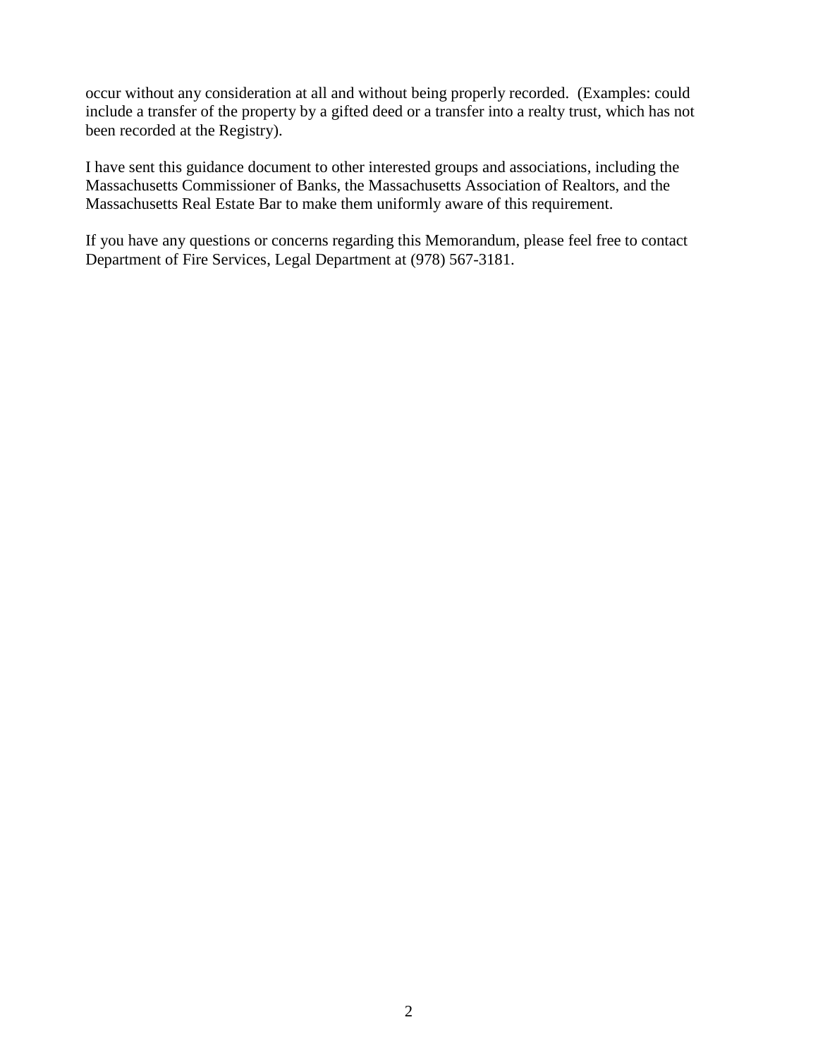occur without any consideration at all and without being properly recorded. (Examples: could include a transfer of the property by a gifted deed or a transfer into a realty trust, which has not been recorded at the Registry).

I have sent this guidance document to other interested groups and associations, including the Massachusetts Commissioner of Banks, the Massachusetts Association of Realtors, and the Massachusetts Real Estate Bar to make them uniformly aware of this requirement.

If you have any questions or concerns regarding this Memorandum, please feel free to contact Department of Fire Services, Legal Department at (978) 567-3181.